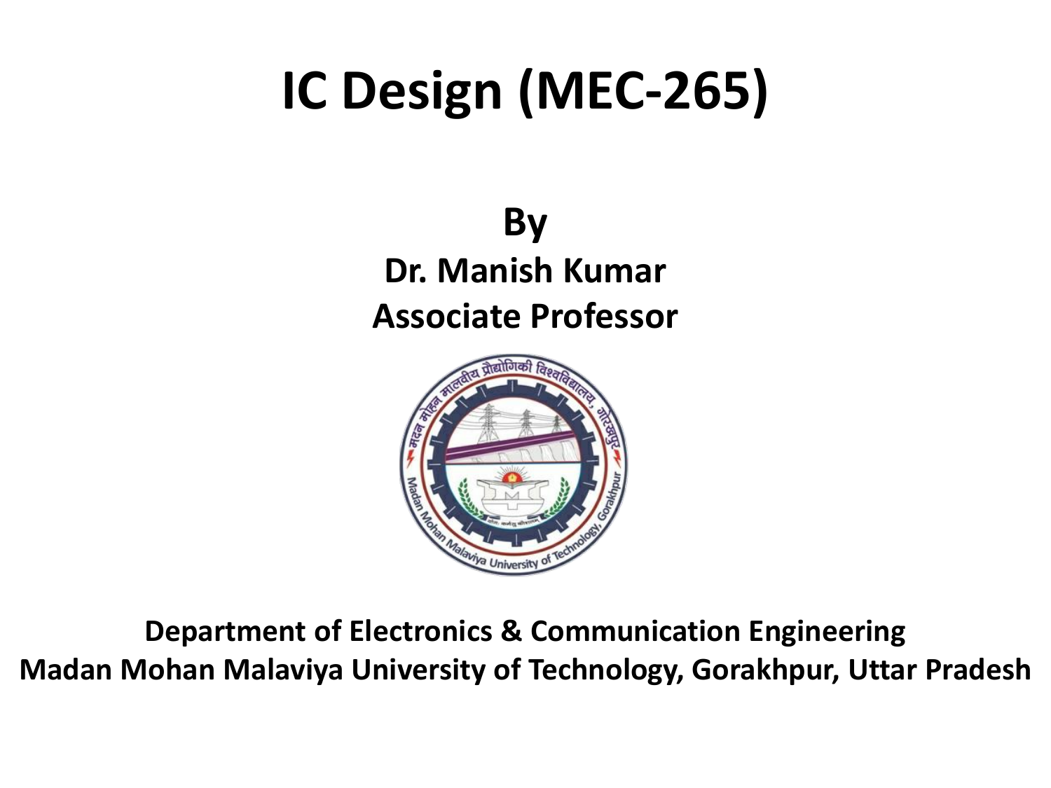# IC Design (MEC-265)

**By**

**Dr. Manish Kumar**

**Associate Professor**

**Department of Electronics & Communication Engineering**

**Madan Mohan Malaviya University of Technology, Gorakhpur, Uttar Pradesh**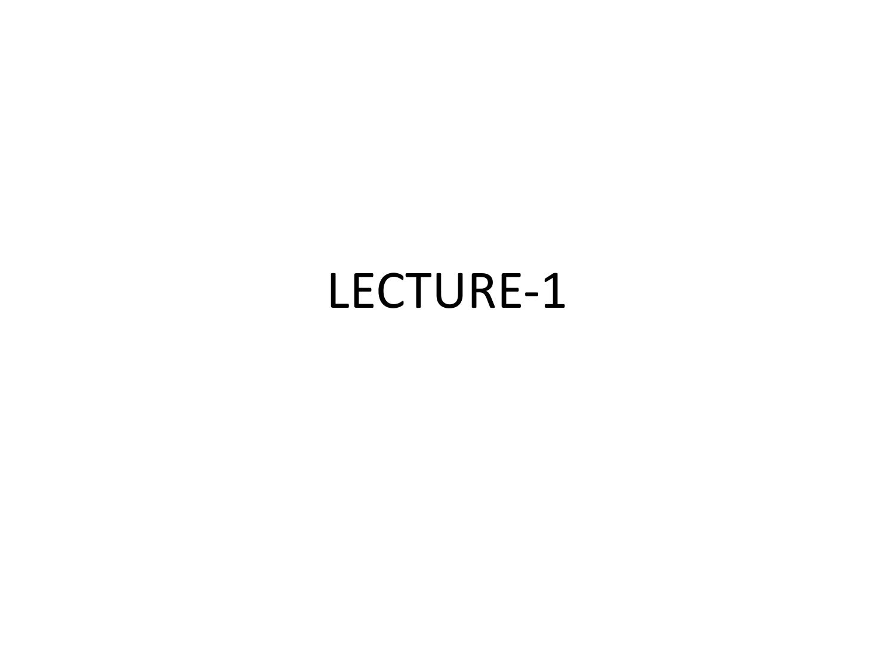# LECTURE-1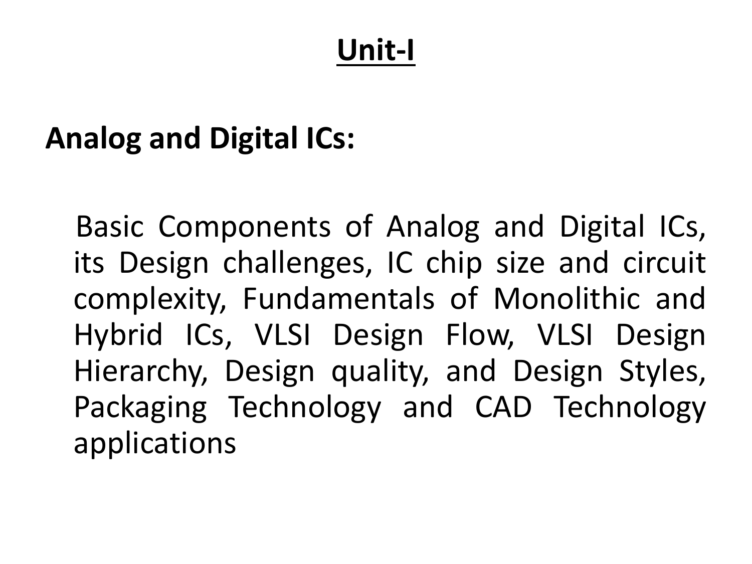# Unit-I

## Analog and Digital ICs:

Basic Components of Analog and Digital ICs, its Design challenges, IC chip size and circuit complexity, Fundamentals of Monolithic and Hybrid ICs, VLSI Design Flow, VLSI Design Hierarchy, Design quality, and Design Styles, Packaging Technology and CAD Technology applications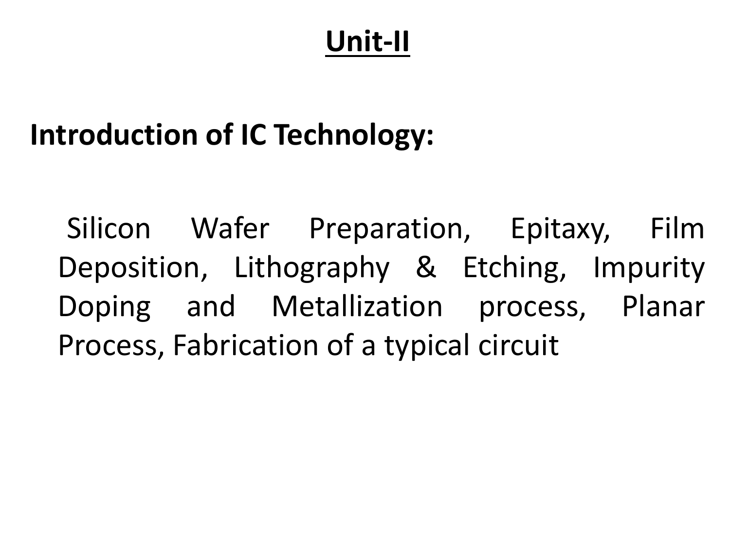# Unit-II

## Introduction of IC Technology:

Silicon Wafer Preparation, Epitaxy, Film Deposition, Lithography & Etching, Impurity Doping and Metallization process, Planar Process, Fabrication of a typical circuit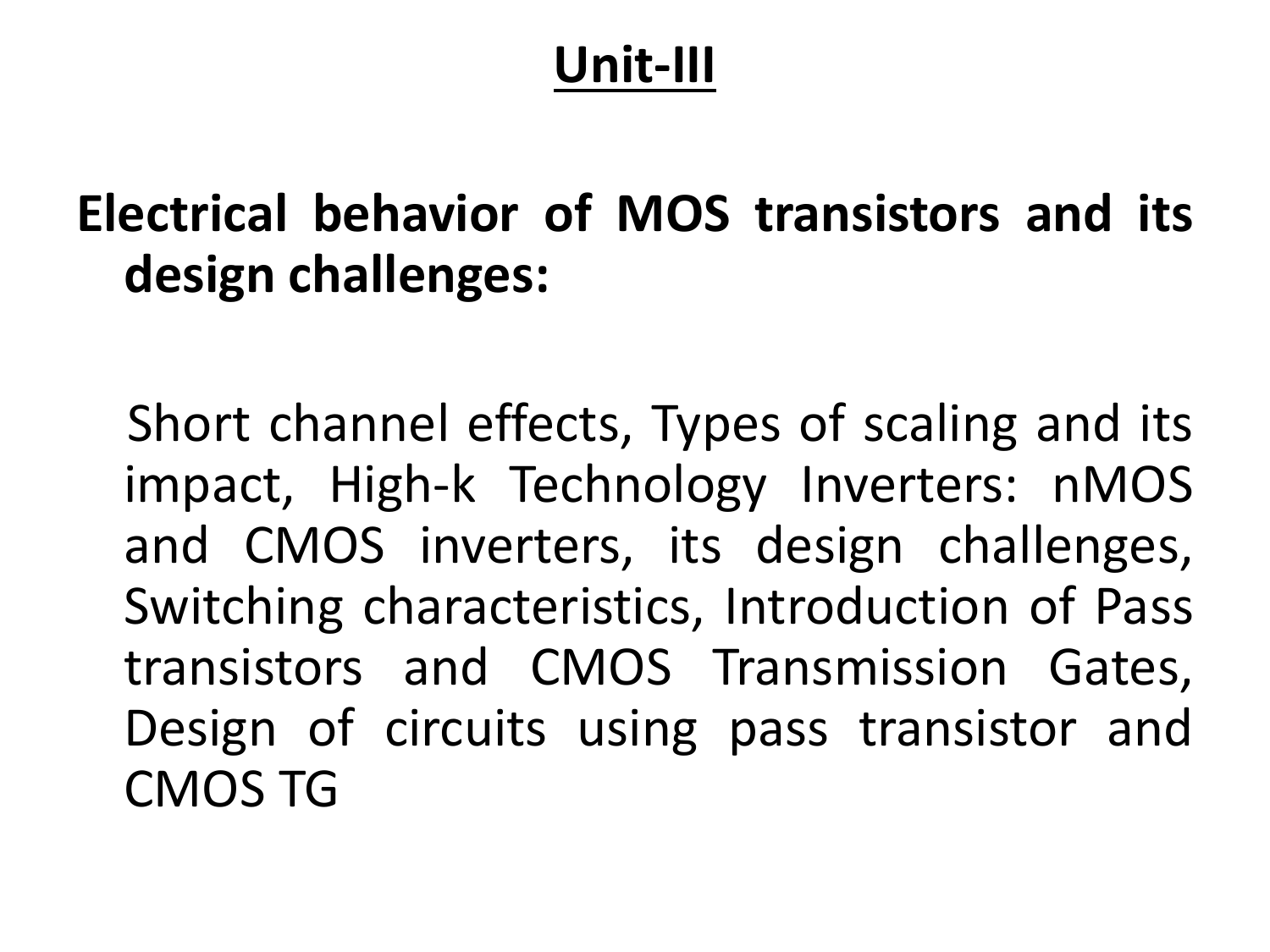# Unit-III

**Electrical behavior of MOS transistors and its design challenges:**

Short channel effects, Types of scaling and its impact, High-k Technology Inverters: nMOS and CMOS inverters, its design challenges, Switching characteristics, Introduction of Pass transistors and CMOS Transmission Gates, Design of circuits using pass transistor and CMOS TG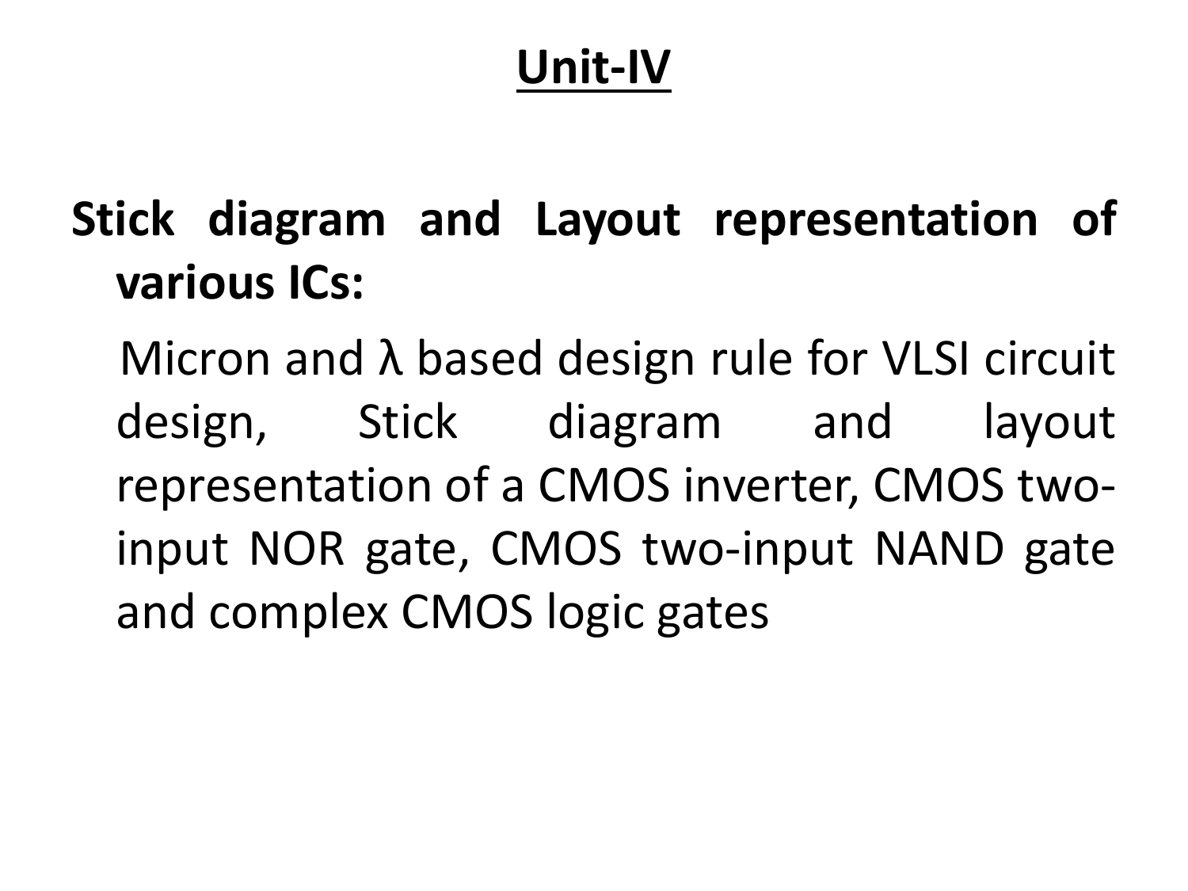# Unit-IV

**Stick diagram and Layout representation of various ICs:**

Micron and λ based design rule for VLSI circuit design, Stick diagram and layout representation of a CMOS inverter, CMOS two-input NOR gate, CMOS two-input NAND gate and complex CMOS logic gates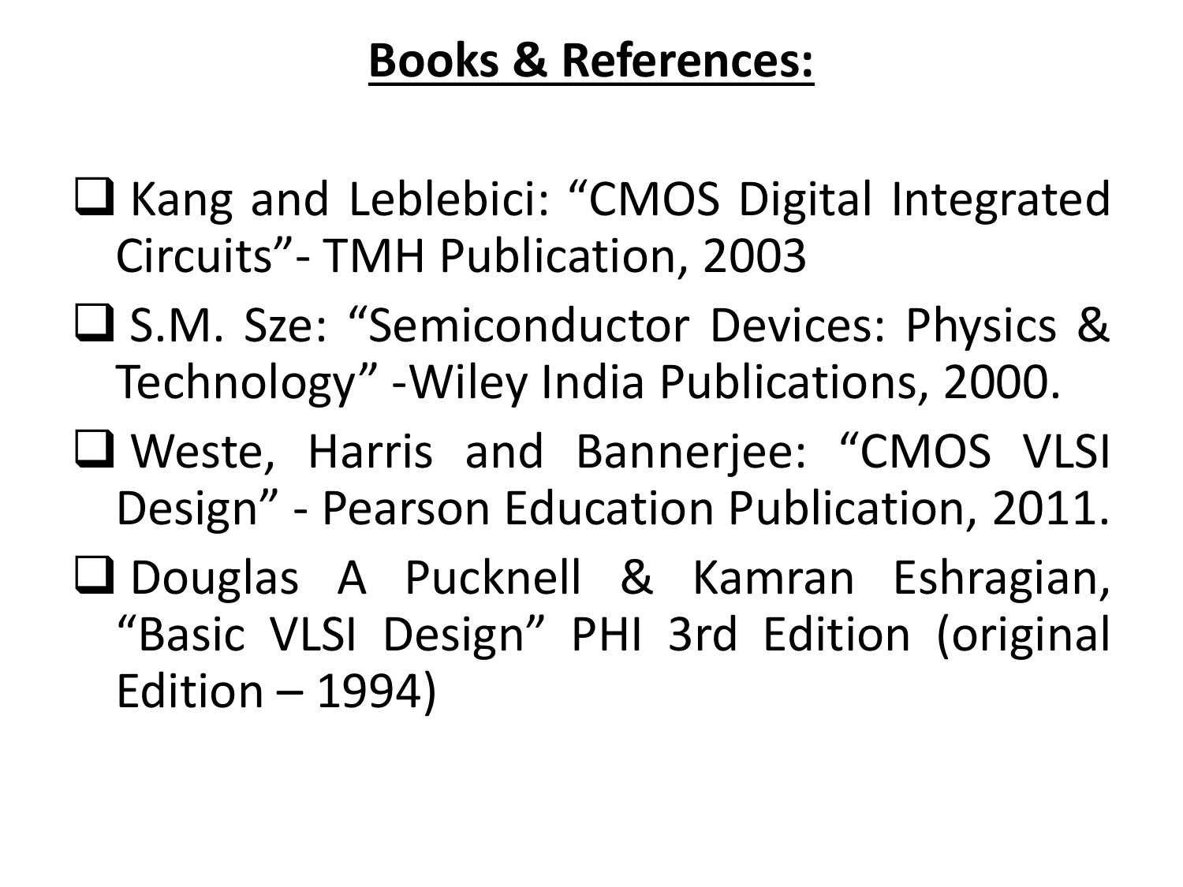## Books & References:

- Kang and Leblebici: “CMOS Digital Integrated Circuits”- TMH Publication, 2003
- S.M. Sze: “Semiconductor Devices: Physics & Technology” -Wiley India Publications, 2000.
- Weste, Harris and Bannerjee: “CMOS VLSI Design” - Pearson Education Publication, 2011.
- Douglas A Pucknell & Kamran Eshragian, “Basic VLSI Design” PHI 3rd Edition (original Edition – 1994)